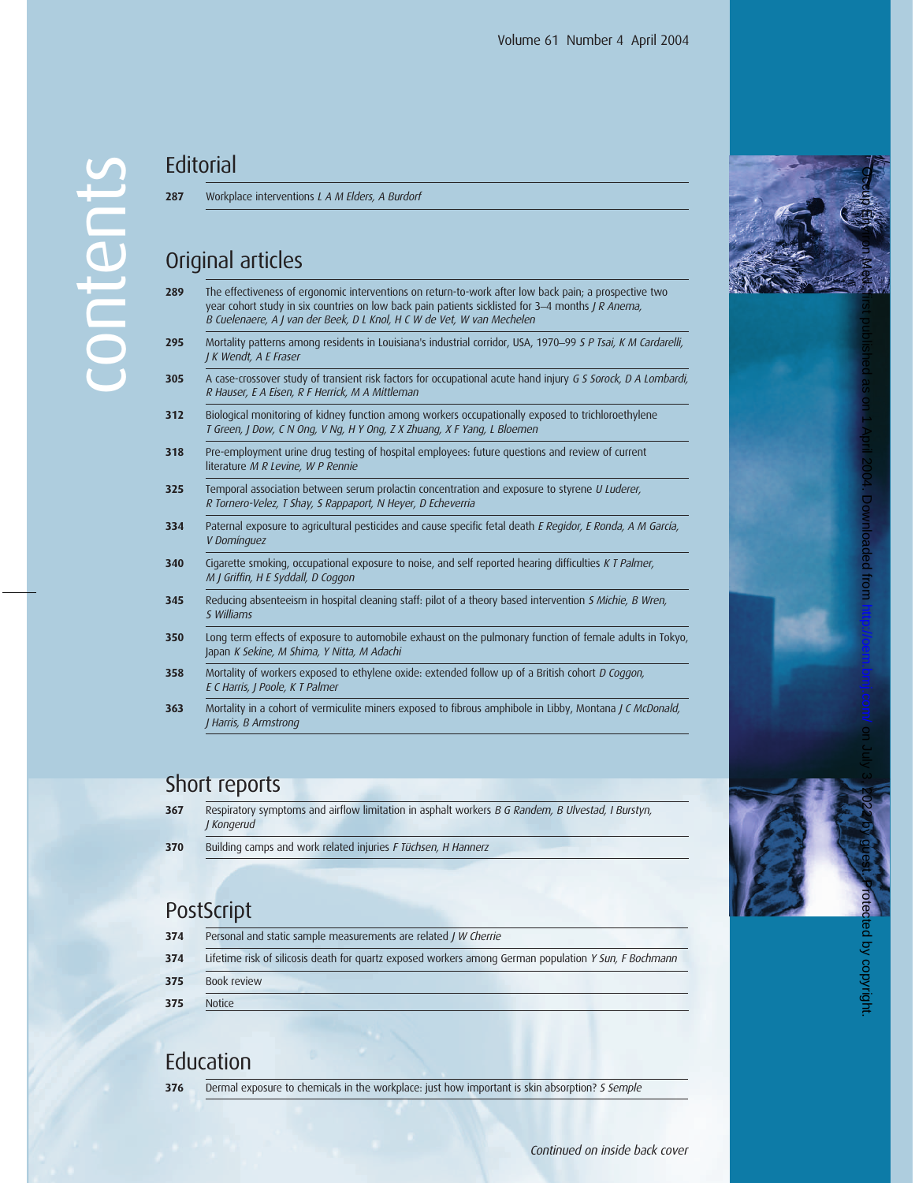# contents

## Editorial

**287** Workplace interventions *L A M Elders, A Burdorf*

## Original articles

**289** The effectiveness of ergonomic interventions on return-to-work after low back pain; a prospective two year cohort study in six countries on low back pain patients sicklisted for 3–4 months *J R Anema, B Cuelenaere, A J van der Beek, D L Knol, H C W de Vet, W van Mechelen*

**295** Mortality patterns among residents in Louisiana's industrial corridor, USA, 1970–99 *S P Tsai, K M Cardarelli, J K Wendt, A E Fraser*

**305** A case-crossover study of transient risk factors for occupational acute hand injury *G S Sorock, D A Lombardi, R Hauser, E A Eisen, R F Herrick, M A Mittleman*

**312** Biological monitoring of kidney function among workers occupationally exposed to trichloroethylene *T Green, J Dow, C N Ong, V Ng, H Y Ong, Z X Zhuang, X F Yang, L Bloemen*

**318** Pre-employment urine drug testing of hospital employees: future questions and review of current literature *M R Levine, W P Rennie*

**325** Temporal association between serum prolactin concentration and exposure to styrene *U Luderer, R Tornero-Velez, T Shay, S Rappaport, N Heyer, D Echeverria*

**334** Paternal exposure to agricultural pesticides and cause specific fetal death *E Regidor, E Ronda, A M García, V Domínguez*

**340** Cigarette smoking, occupational exposure to noise, and self reported hearing difficulties *K T Palmer, M J Griffin, H E Syddall, D Coggon*

**345** Reducing absenteeism in hospital cleaning staff: pilot of a theory based intervention *S Michie, B Wren, S Williams*

**350** Long term effects of exposure to automobile exhaust on the pulmonary function of female adults in Tokyo, Japan *K Sekine, M Shima, Y Nitta, M Adachi*

**358** Mortality of workers exposed to ethylene oxide: extended follow up of a British cohort *D Coggon, E C Harris, J Poole, K T Palmer*

**363** Mortality in a cohort of vermiculite miners exposed to fibrous amphibole in Libby, Montana *J C McDonald, J Harris, B Armstrong*

## Short reports

**367** Respiratory symptoms and airflow limitation in asphalt workers *B G Randem, B Ulvestad, I Burstyn, J Kongerud*

**370** Building camps and work related injuries *F Tüchsen, H Hannerz*

## PostScript

**374** Personal and static sample measurements are related *J W Cherrie*

**374** Lifetime risk of silicosis death for quartz exposed workers among German population *Y Sun, F Bochmann*

**375** Book review

**375** Notice

## Education

**376** Dermal exposure to chemicals in the workplace: just how important is skin absorption? *S Semple*

*Continued on inside back cover*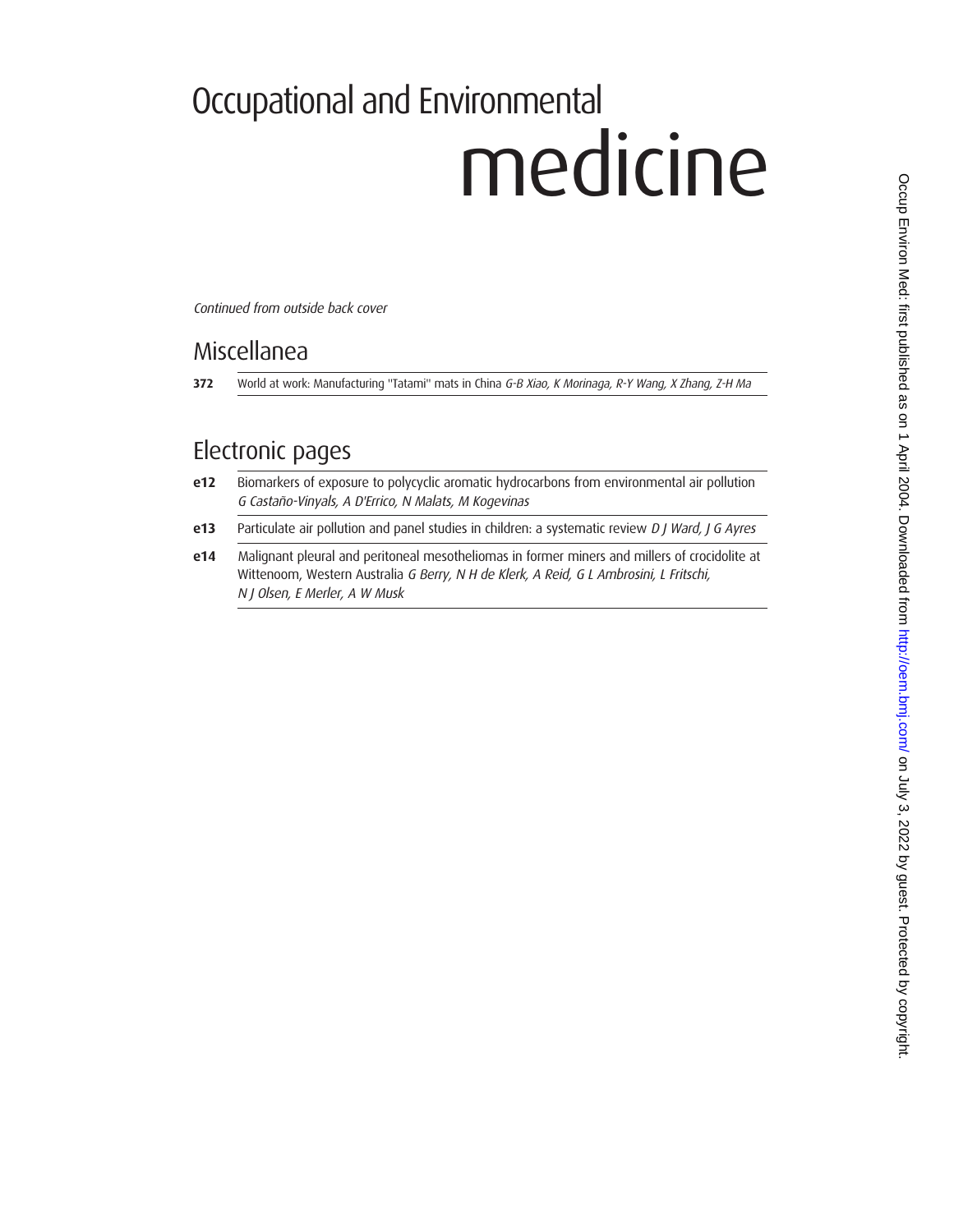# Occupational and Environmental medicine

*Continued from outside back cover*

## Miscellanea

**372** World at work: Manufacturing "Tatami" mats in China *G-B Xiao, K Morinaga, R-Y Wang, X Zhang, Z-H Ma*

## Electronic pages

**e12** Biomarkers of exposure to polycyclic aromatic hydrocarbons from environmental air pollution *G Castaño-Vinyals, A D'Errico, N Malats, M Kogevinas*

**e13** Particulate air pollution and panel studies in children: a systematic review *D J Ward, J G Ayres*

**e14** Malignant pleural and peritoneal mesotheliomas in former miners and millers of crocidolite at Wittenoom, Western Australia *G Berry, N H de Klerk, A Reid, G L Ambrosini, L Fritschi, N J Olsen, E Merler, A W Musk*